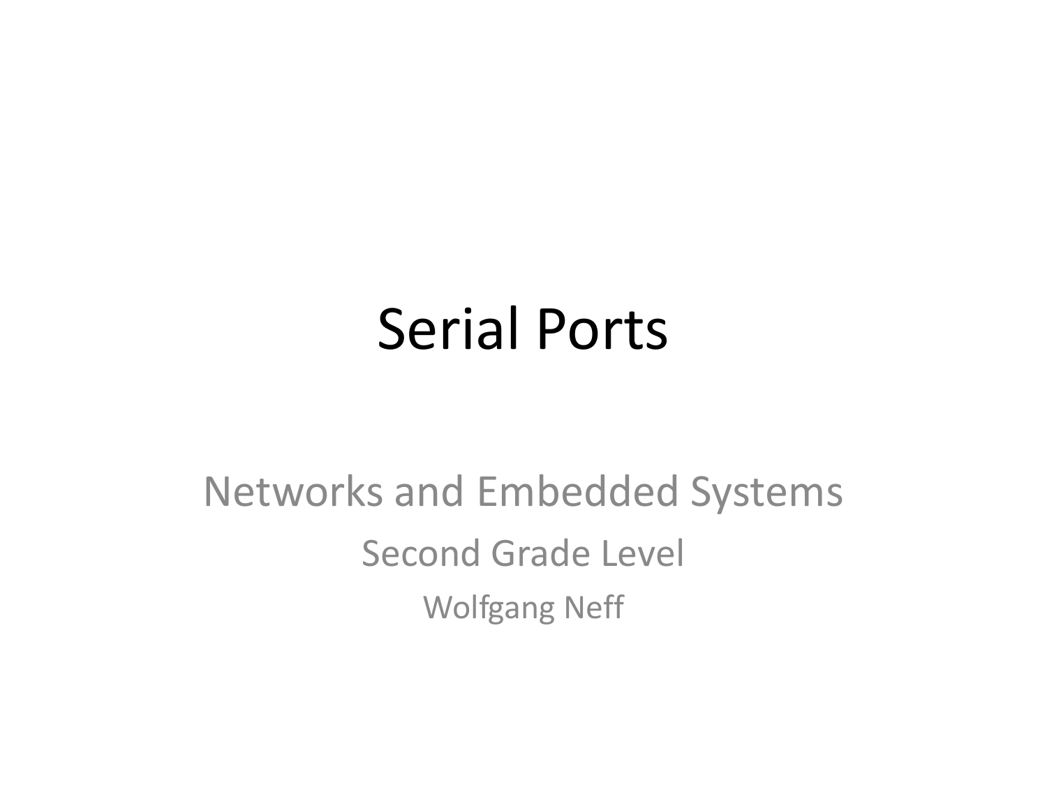# Serial Ports

Networks and Embedded Systems

Second Grade Level

Wolfgang Neff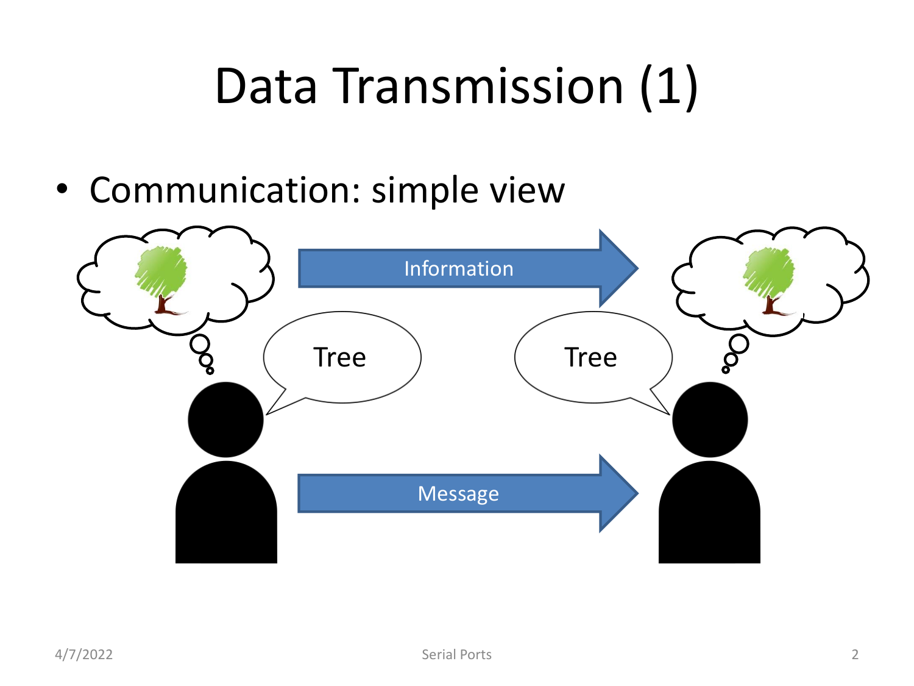# Data Transmission (1)

- Communication: simple view

Information

Tree

Tree

Message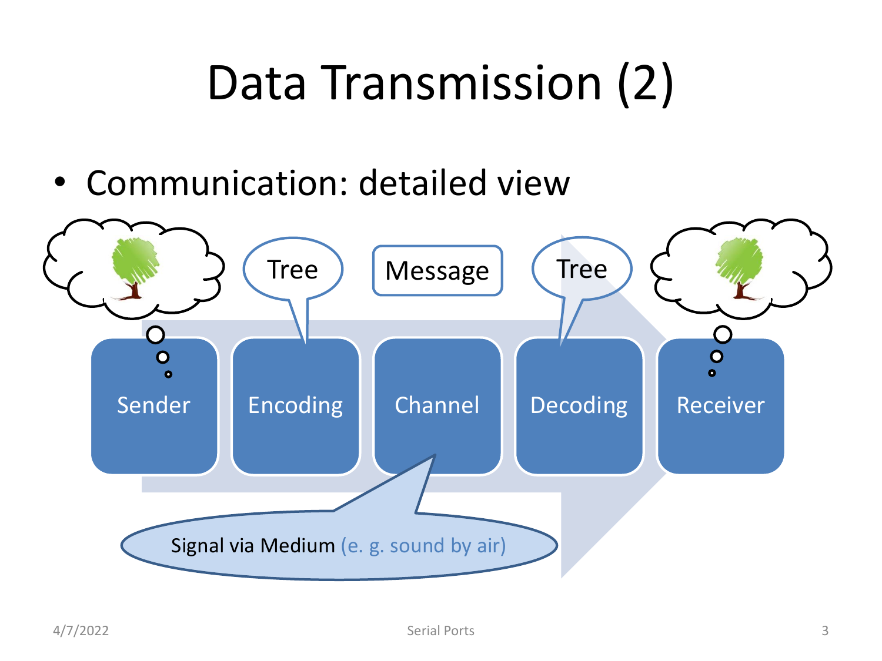# Data Transmission (2)

- Communication: detailed view

Tree

Message

Tree

Sender

Encoding

Channel

Decoding

Receiver

Signal via Medium (e. g. sound by air)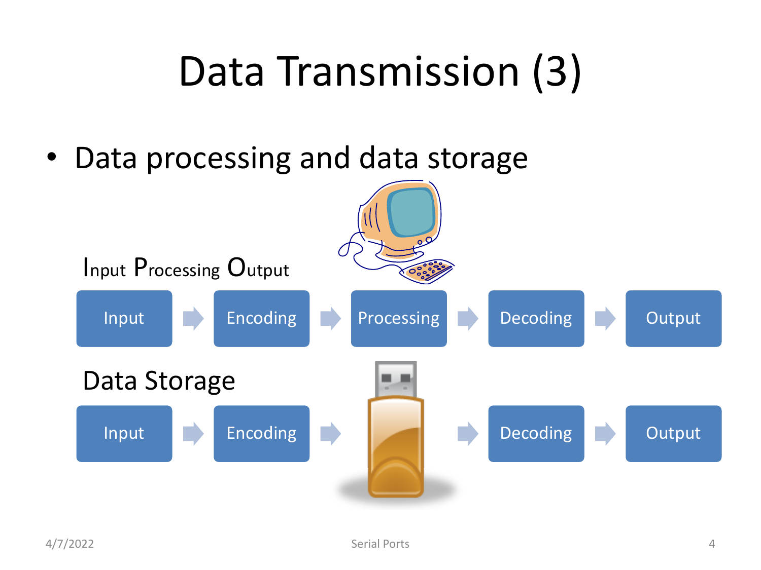# Data Transmission (3)

- Data processing and data storage

Input Processing Output

Input → Encoding → Processing → Decoding → Output

Data Storage

Input → Encoding → → Decoding → Output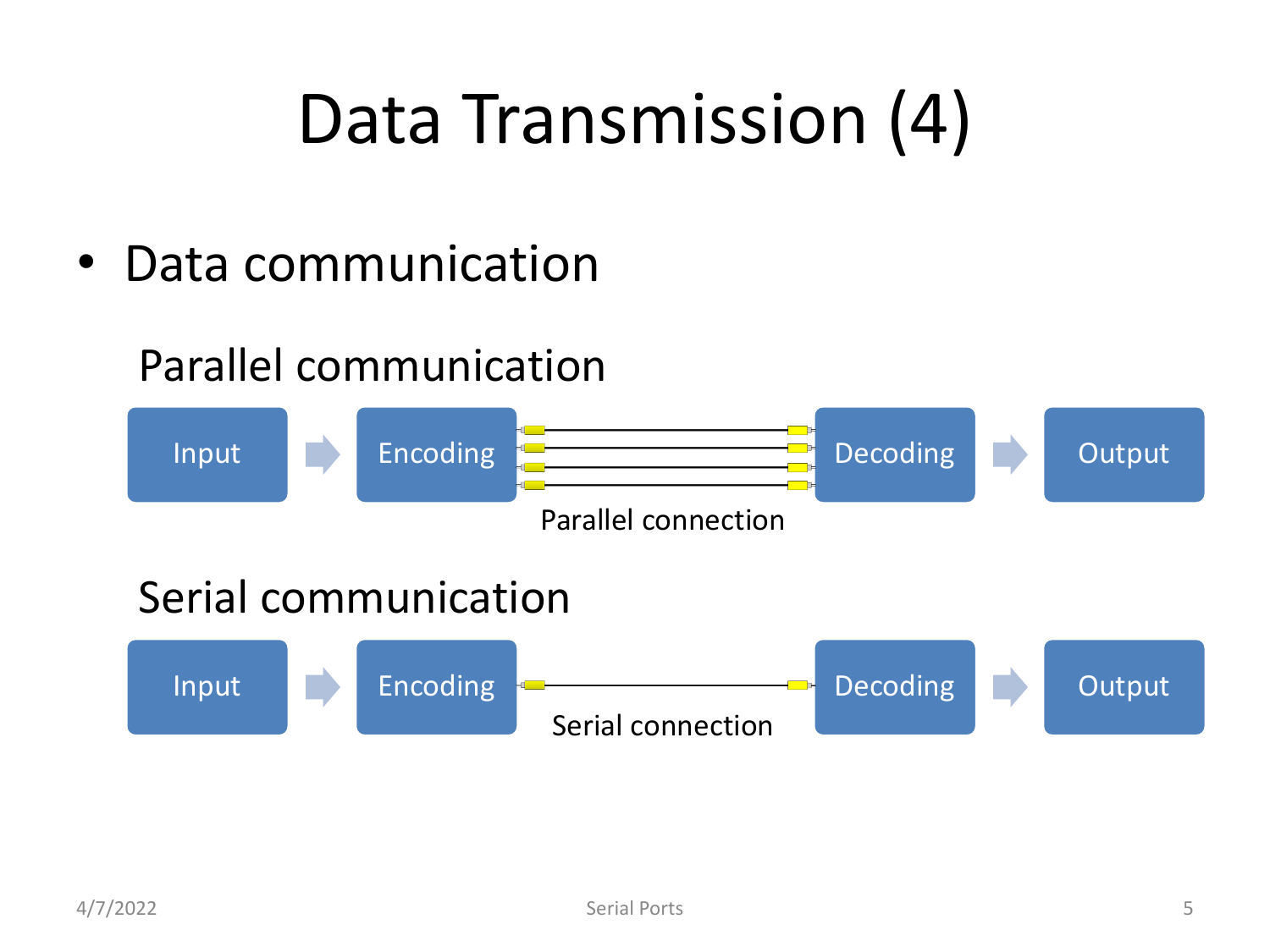# Data Transmission (4)

- Data communication

Parallel communication

Input → Encoding → Decoding → Output

Parallel connection

Serial communication

Input → Encoding → Decoding → Output

Serial connection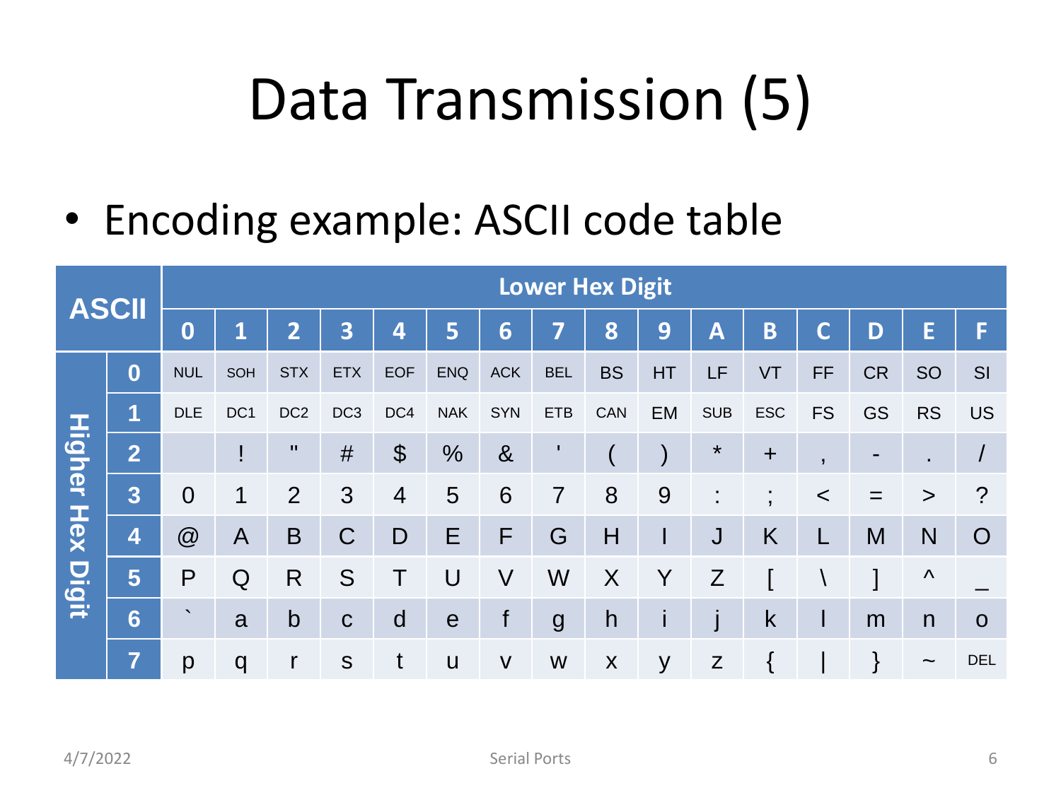# Data Transmission (5)

- Encoding example: ASCII code table

| ASCII | | Lower Hex Digit | | | | | | | | | | | | | | | |
|---|---|---|---|---|---|---|---|---|---|---|---|---|---|---|---|---|---|
| | | **0** | **1** | **2** | **3** | **4** | **5** | **6** | **7** | **8** | **9** | **A** | **B** | **C** | **D** | **E** | **F** |
| **Higher Hex Digit** | **0** | NUL | SOH | STX | ETX | EOF | ENQ | ACK | BEL | BS | HT | LF | VT | FF | CR | SO | SI |
| | **1** | DLE | DC1 | DC2 | DC3 | DC4 | NAK | SYN | ETB | CAN | EM | SUB | ESC | FS | GS | RS | US |
| | **2** | | ! | " | # | $ | % | & | ' | ( | ) | * | + | , | - | . | / |
| | **3** | 0 | 1 | 2 | 3 | 4 | 5 | 6 | 7 | 8 | 9 | : | ; | < | = | > | ? |
| | **4** | @ | A | B | C | D | E | F | G | H | I | J | K | L | M | N | O |
| | **5** | P | Q | R | S | T | U | V | W | X | Y | Z | [ | \ | ] | ^ | _ |
| | **6** | ` | a | b | c | d | e | f | g | h | i | j | k | l | m | n | o |
| | **7** | p | q | r | s | t | u | v | w | x | y | z | { | \| | } | ~ | DEL |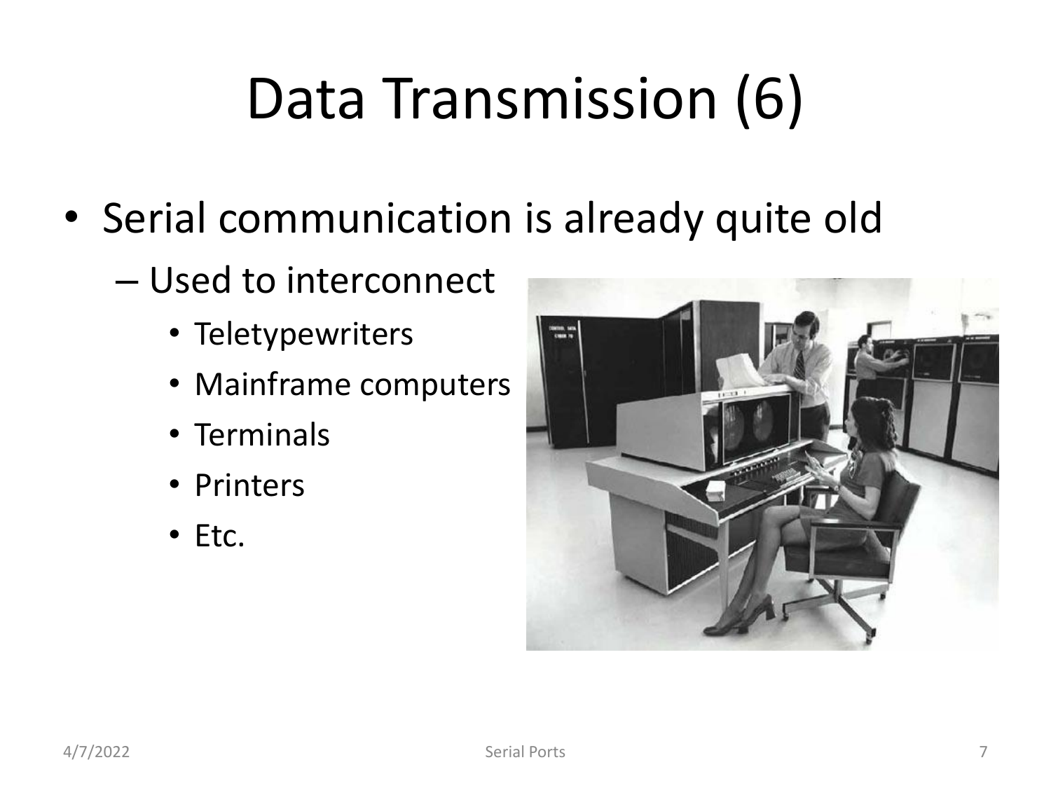# Data Transmission (6)

- Serial communication is already quite old
  - Used to interconnect
    - Teletypewriters
    - Mainframe computers
    - Terminals
    - Printers
    - Etc.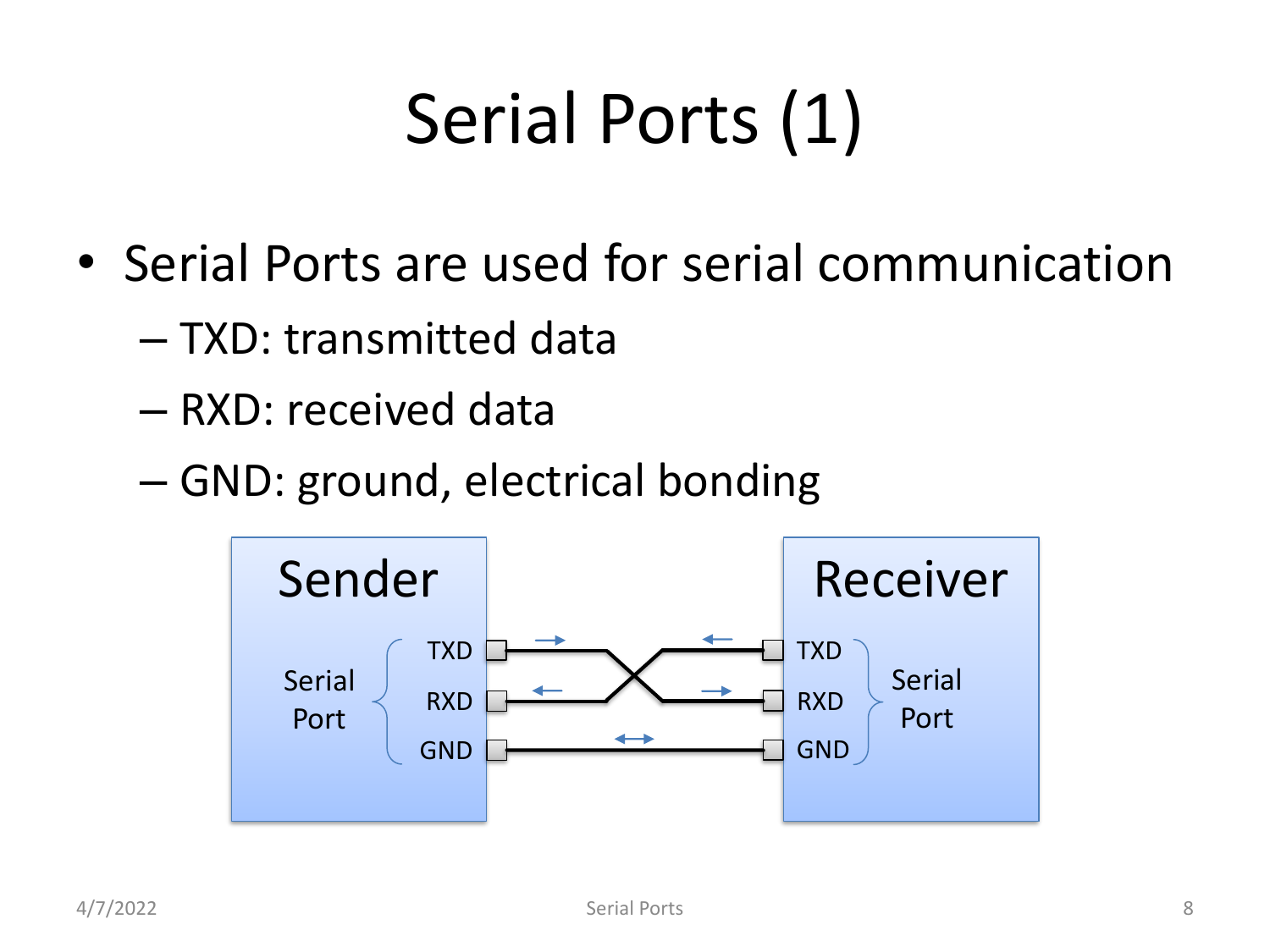# Serial Ports (1)

- Serial Ports are used for serial communication
  - TXD: transmitted data
  - RXD: received data
  - GND: ground, electrical bonding

Sender

Serial Port

TXD

RXD

GND

Receiver

TXD

RXD

GND

Serial Port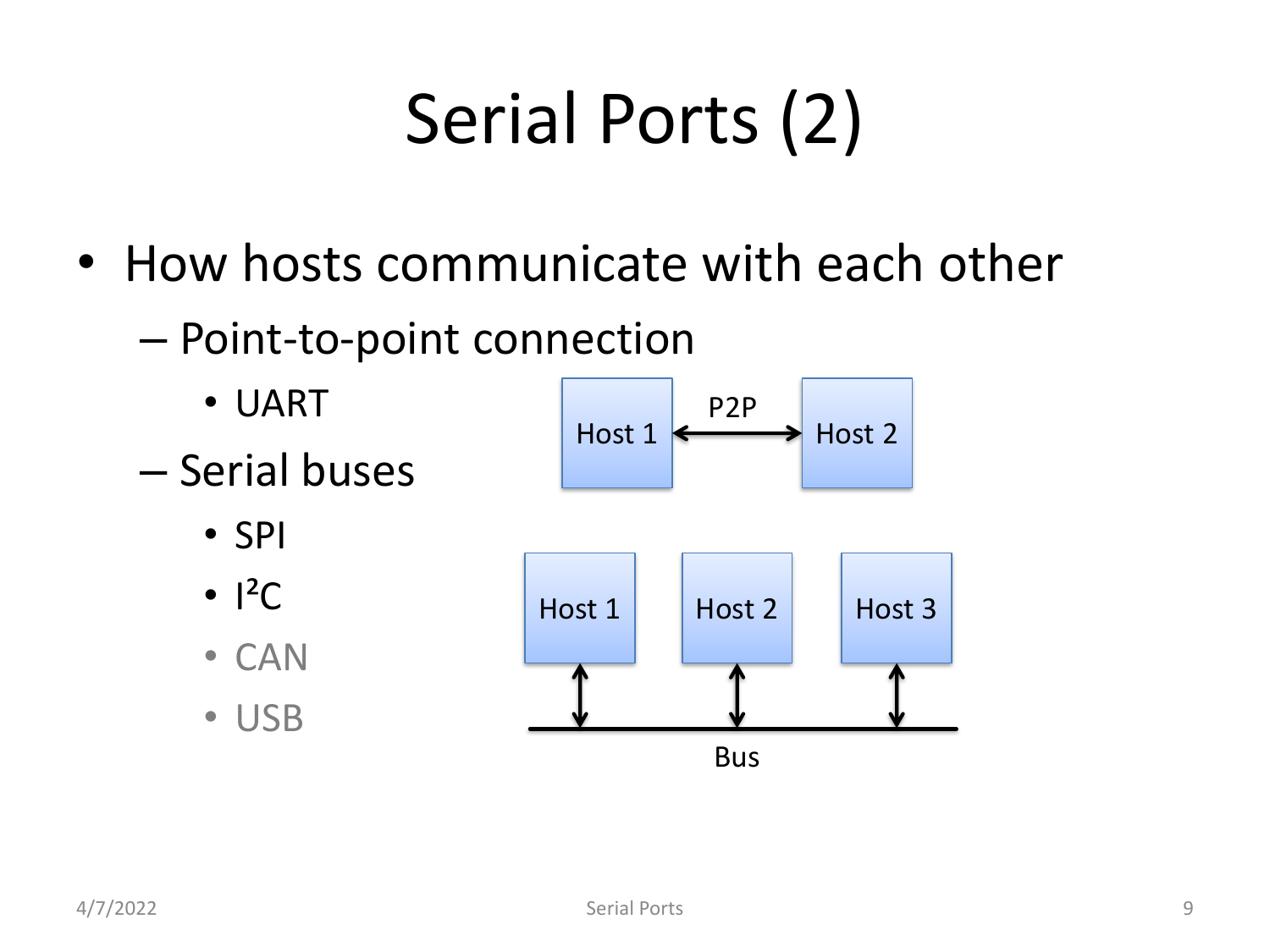# Serial Ports (2)

- How hosts communicate with each other
  - Point-to-point connection
    - UART
  - Serial buses
    - SPI
    - I²C
    - CAN
    - USB

Host 1 ↔ P2P ↔ Host 2

Host 1, Host 2, Host 3 — Bus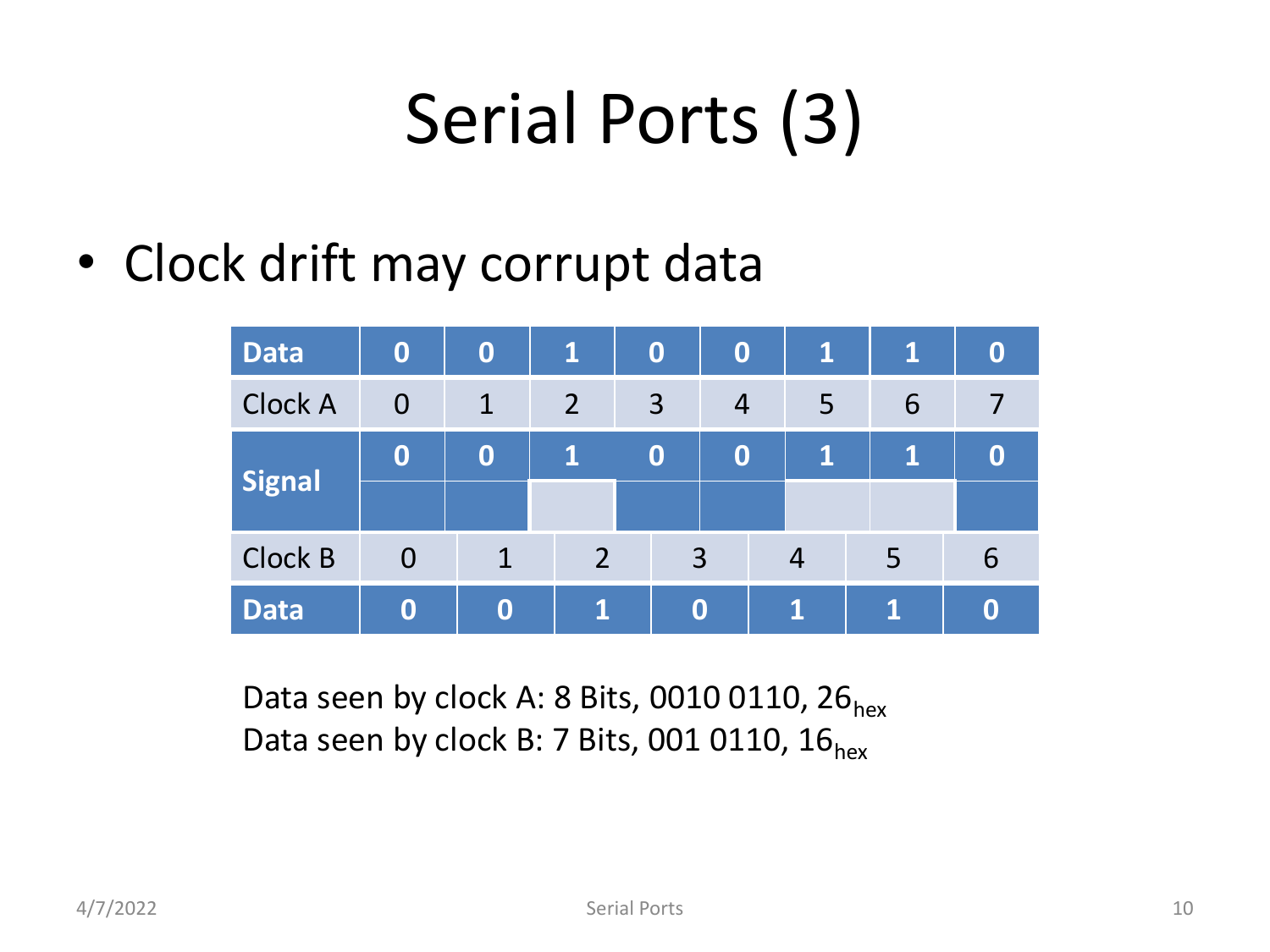# Serial Ports (3)

- Clock drift may corrupt data

| **Data** | **0** | **0** | **1** | **0** | **0** | **1** | **1** | **0** |
|---|---|---|---|---|---|---|---|---|
| Clock A | 0 | 1 | 2 | 3 | 4 | 5 | 6 | 7 |
| **Signal** | **0** | **0** | **1** | **0** | **0** | **1** | **1** | **0** |

| Clock B | 0 | 1 | 2 | 3 | 4 | 5 | 6 |
|---|---|---|---|---|---|---|---|
| **Data** | **0** | **0** | **1** | **0** | **1** | **1** | **0** |

Data seen by clock A: 8 Bits, 0010 0110, $26_{hex}$
Data seen by clock B: 7 Bits, 001 0110, $16_{hex}$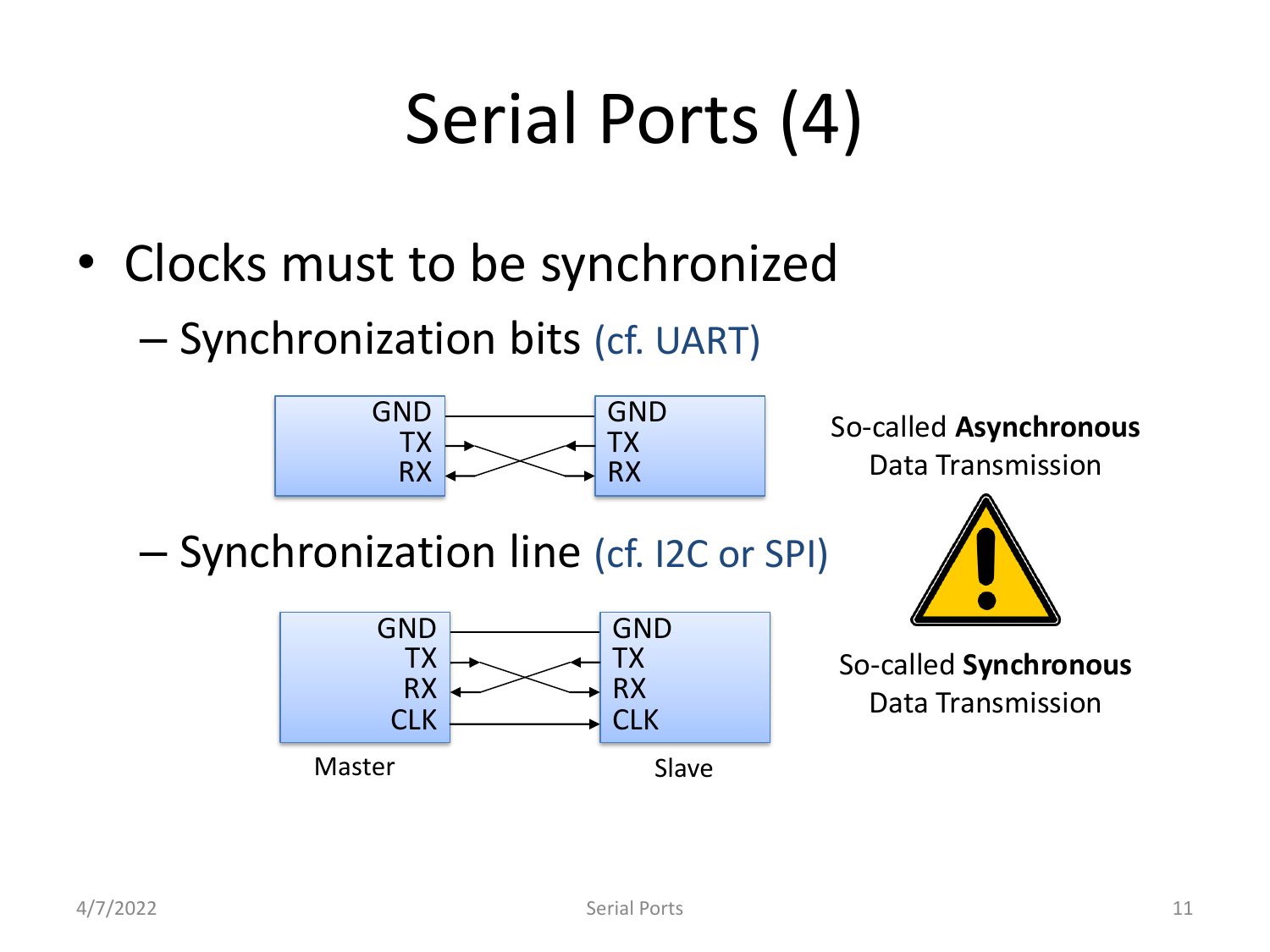# Serial Ports (4)

- Clocks must to be synchronized
  - Synchronization bits (cf. UART)

GND
TX
RX

GND
TX
RX

So-called **Asynchronous** Data Transmission

  - Synchronization line (cf. I2C or SPI)

GND
TX
RX
CLK

GND
TX
RX
CLK

Master

Slave

So-called **Synchronous** Data Transmission